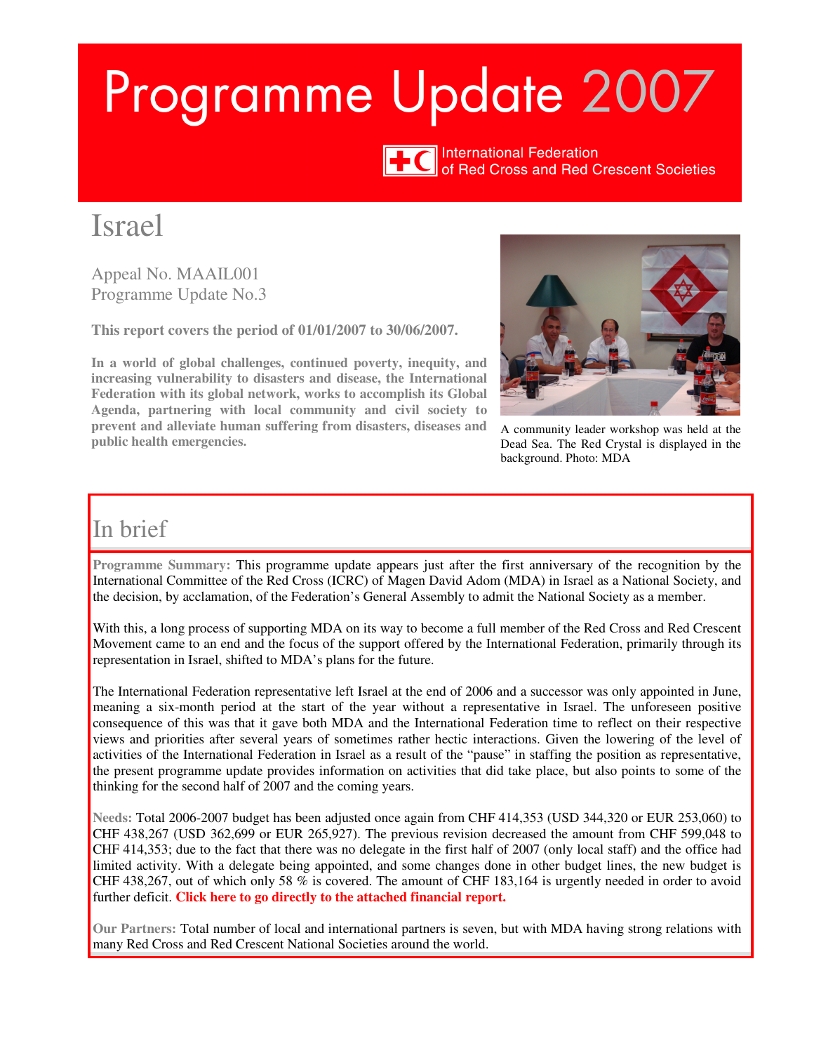# Programme Update 2007

International Federation of Red Cross and Red Crescent Societies

## Israel

Appeal No. MAAIL001
Programme Update No.3

**This report covers the period of 01/01/2007 to 30/06/2007.**

**In a world of global challenges, continued poverty, inequity, and increasing vulnerability to disasters and disease, the International Federation with its global network, works to accomplish its Global Agenda, partnering with local community and civil society to prevent and alleviate human suffering from disasters, diseases and public health emergencies.**

A community leader workshop was held at the Dead Sea. The Red Crystal is displayed in the background. Photo: MDA

## In brief

**Programme Summary:** This programme update appears just after the first anniversary of the recognition by the International Committee of the Red Cross (ICRC) of Magen David Adom (MDA) in Israel as a National Society, and the decision, by acclamation, of the Federation's General Assembly to admit the National Society as a member.

With this, a long process of supporting MDA on its way to become a full member of the Red Cross and Red Crescent Movement came to an end and the focus of the support offered by the International Federation, primarily through its representation in Israel, shifted to MDA's plans for the future.

The International Federation representative left Israel at the end of 2006 and a successor was only appointed in June, meaning a six-month period at the start of the year without a representative in Israel. The unforeseen positive consequence of this was that it gave both MDA and the International Federation time to reflect on their respective views and priorities after several years of sometimes rather hectic interactions. Given the lowering of the level of activities of the International Federation in Israel as a result of the "pause" in staffing the position as representative, the present programme update provides information on activities that did take place, but also points to some of the thinking for the second half of 2007 and the coming years.

**Needs:** Total 2006-2007 budget has been adjusted once again from CHF 414,353 (USD 344,320 or EUR 253,060) to CHF 438,267 (USD 362,699 or EUR 265,927). The previous revision decreased the amount from CHF 599,048 to CHF 414,353; due to the fact that there was no delegate in the first half of 2007 (only local staff) and the office had limited activity. With a delegate being appointed, and some changes done in other budget lines, the new budget is CHF 438,267, out of which only 58 % is covered. The amount of CHF 183,164 is urgently needed in order to avoid further deficit. **Click here to go directly to the attached financial report.**

**Our Partners:** Total number of local and international partners is seven, but with MDA having strong relations with many Red Cross and Red Crescent National Societies around the world.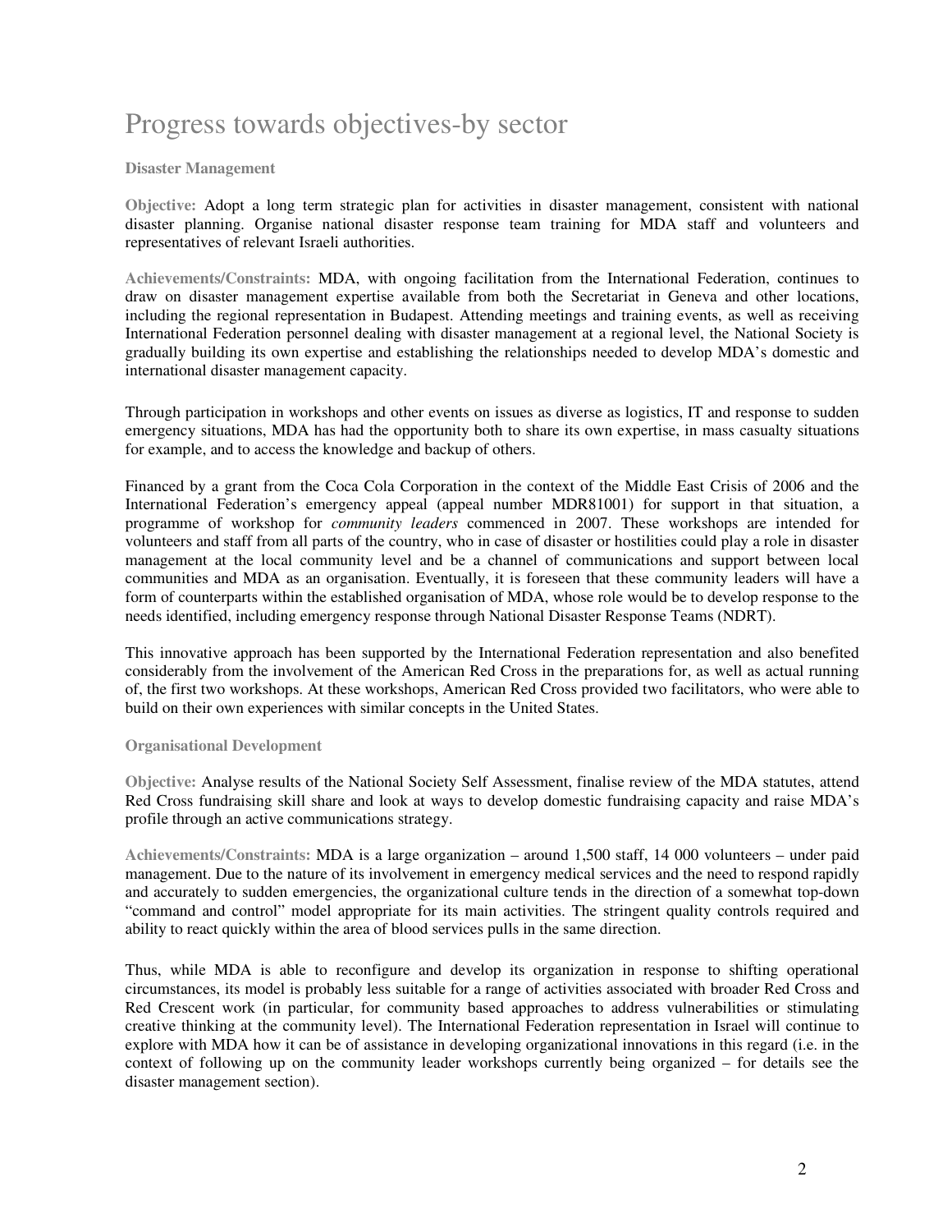# Progress towards objectives-by sector

### Disaster Management

**Objective:** Adopt a long term strategic plan for activities in disaster management, consistent with national disaster planning. Organise national disaster response team training for MDA staff and volunteers and representatives of relevant Israeli authorities.

**Achievements/Constraints:** MDA, with ongoing facilitation from the International Federation, continues to draw on disaster management expertise available from both the Secretariat in Geneva and other locations, including the regional representation in Budapest. Attending meetings and training events, as well as receiving International Federation personnel dealing with disaster management at a regional level, the National Society is gradually building its own expertise and establishing the relationships needed to develop MDA's domestic and international disaster management capacity.

Through participation in workshops and other events on issues as diverse as logistics, IT and response to sudden emergency situations, MDA has had the opportunity both to share its own expertise, in mass casualty situations for example, and to access the knowledge and backup of others.

Financed by a grant from the Coca Cola Corporation in the context of the Middle East Crisis of 2006 and the International Federation's emergency appeal (appeal number MDR81001) for support in that situation, a programme of workshop for *community leaders* commenced in 2007. These workshops are intended for volunteers and staff from all parts of the country, who in case of disaster or hostilities could play a role in disaster management at the local community level and be a channel of communications and support between local communities and MDA as an organisation. Eventually, it is foreseen that these community leaders will have a form of counterparts within the established organisation of MDA, whose role would be to develop response to the needs identified, including emergency response through National Disaster Response Teams (NDRT).

This innovative approach has been supported by the International Federation representation and also benefited considerably from the involvement of the American Red Cross in the preparations for, as well as actual running of, the first two workshops. At these workshops, American Red Cross provided two facilitators, who were able to build on their own experiences with similar concepts in the United States.

### Organisational Development

**Objective:** Analyse results of the National Society Self Assessment, finalise review of the MDA statutes, attend Red Cross fundraising skill share and look at ways to develop domestic fundraising capacity and raise MDA's profile through an active communications strategy.

**Achievements/Constraints:** MDA is a large organization – around 1,500 staff, 14 000 volunteers – under paid management. Due to the nature of its involvement in emergency medical services and the need to respond rapidly and accurately to sudden emergencies, the organizational culture tends in the direction of a somewhat top-down "command and control" model appropriate for its main activities. The stringent quality controls required and ability to react quickly within the area of blood services pulls in the same direction.

Thus, while MDA is able to reconfigure and develop its organization in response to shifting operational circumstances, its model is probably less suitable for a range of activities associated with broader Red Cross and Red Crescent work (in particular, for community based approaches to address vulnerabilities or stimulating creative thinking at the community level). The International Federation representation in Israel will continue to explore with MDA how it can be of assistance in developing organizational innovations in this regard (i.e. in the context of following up on the community leader workshops currently being organized – for details see the disaster management section).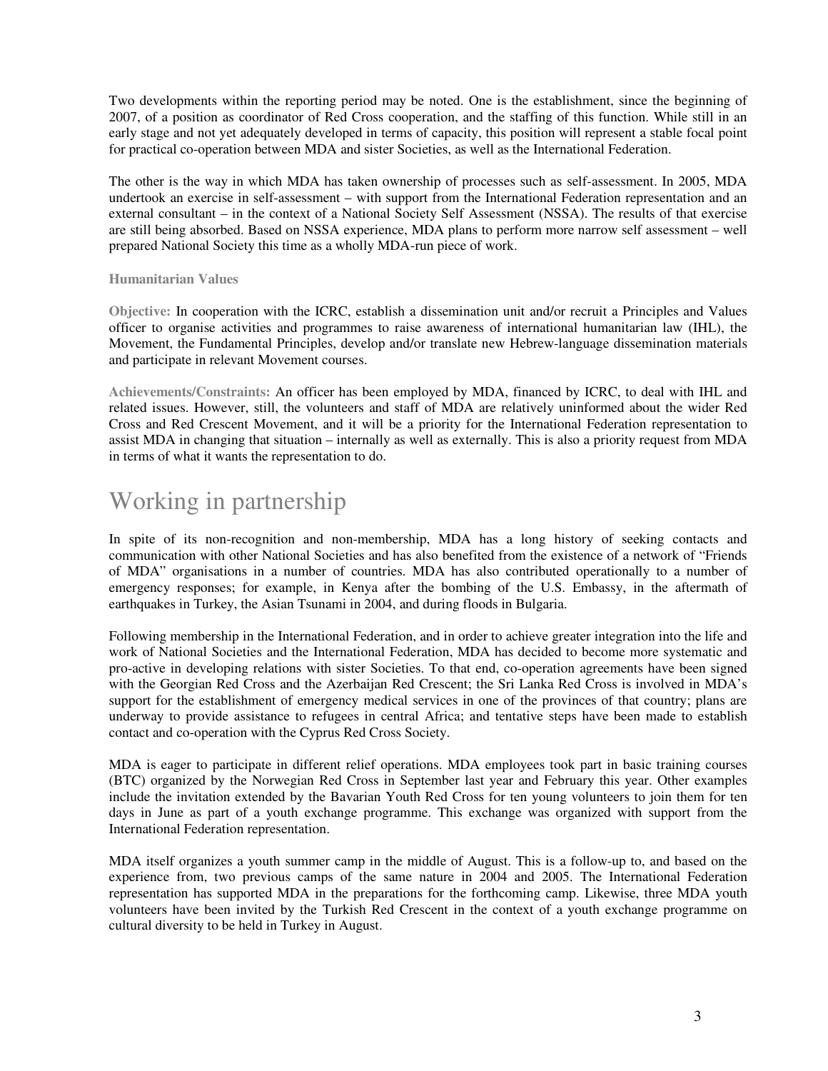Two developments within the reporting period may be noted. One is the establishment, since the beginning of 2007, of a position as coordinator of Red Cross cooperation, and the staffing of this function. While still in an early stage and not yet adequately developed in terms of capacity, this position will represent a stable focal point for practical co-operation between MDA and sister Societies, as well as the International Federation.

The other is the way in which MDA has taken ownership of processes such as self-assessment. In 2005, MDA undertook an exercise in self-assessment – with support from the International Federation representation and an external consultant – in the context of a National Society Self Assessment (NSSA). The results of that exercise are still being absorbed. Based on NSSA experience, MDA plans to perform more narrow self assessment – well prepared National Society this time as a wholly MDA-run piece of work.

### Humanitarian Values

**Objective:** In cooperation with the ICRC, establish a dissemination unit and/or recruit a Principles and Values officer to organise activities and programmes to raise awareness of international humanitarian law (IHL), the Movement, the Fundamental Principles, develop and/or translate new Hebrew-language dissemination materials and participate in relevant Movement courses.

**Achievements/Constraints:** An officer has been employed by MDA, financed by ICRC, to deal with IHL and related issues. However, still, the volunteers and staff of MDA are relatively uninformed about the wider Red Cross and Red Crescent Movement, and it will be a priority for the International Federation representation to assist MDA in changing that situation – internally as well as externally. This is also a priority request from MDA in terms of what it wants the representation to do.

## Working in partnership

In spite of its non-recognition and non-membership, MDA has a long history of seeking contacts and communication with other National Societies and has also benefited from the existence of a network of "Friends of MDA" organisations in a number of countries. MDA has also contributed operationally to a number of emergency responses; for example, in Kenya after the bombing of the U.S. Embassy, in the aftermath of earthquakes in Turkey, the Asian Tsunami in 2004, and during floods in Bulgaria.

Following membership in the International Federation, and in order to achieve greater integration into the life and work of National Societies and the International Federation, MDA has decided to become more systematic and pro-active in developing relations with sister Societies. To that end, co-operation agreements have been signed with the Georgian Red Cross and the Azerbaijan Red Crescent; the Sri Lanka Red Cross is involved in MDA's support for the establishment of emergency medical services in one of the provinces of that country; plans are underway to provide assistance to refugees in central Africa; and tentative steps have been made to establish contact and co-operation with the Cyprus Red Cross Society.

MDA is eager to participate in different relief operations. MDA employees took part in basic training courses (BTC) organized by the Norwegian Red Cross in September last year and February this year. Other examples include the invitation extended by the Bavarian Youth Red Cross for ten young volunteers to join them for ten days in June as part of a youth exchange programme. This exchange was organized with support from the International Federation representation.

MDA itself organizes a youth summer camp in the middle of August. This is a follow-up to, and based on the experience from, two previous camps of the same nature in 2004 and 2005. The International Federation representation has supported MDA in the preparations for the forthcoming camp. Likewise, three MDA youth volunteers have been invited by the Turkish Red Crescent in the context of a youth exchange programme on cultural diversity to be held in Turkey in August.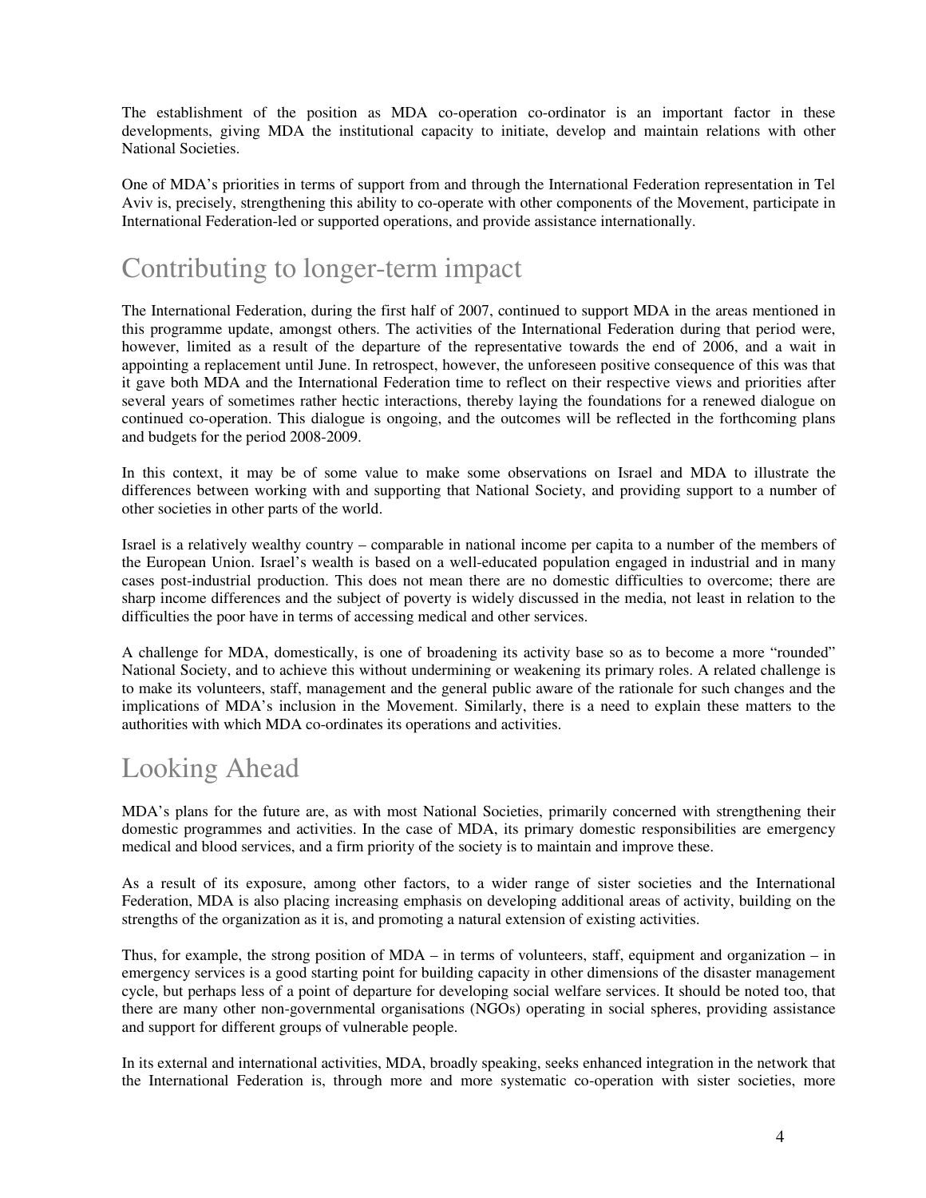The establishment of the position as MDA co-operation co-ordinator is an important factor in these developments, giving MDA the institutional capacity to initiate, develop and maintain relations with other National Societies.

One of MDA's priorities in terms of support from and through the International Federation representation in Tel Aviv is, precisely, strengthening this ability to co-operate with other components of the Movement, participate in International Federation-led or supported operations, and provide assistance internationally.

# Contributing to longer-term impact

The International Federation, during the first half of 2007, continued to support MDA in the areas mentioned in this programme update, amongst others. The activities of the International Federation during that period were, however, limited as a result of the departure of the representative towards the end of 2006, and a wait in appointing a replacement until June. In retrospect, however, the unforeseen positive consequence of this was that it gave both MDA and the International Federation time to reflect on their respective views and priorities after several years of sometimes rather hectic interactions, thereby laying the foundations for a renewed dialogue on continued co-operation. This dialogue is ongoing, and the outcomes will be reflected in the forthcoming plans and budgets for the period 2008-2009.

In this context, it may be of some value to make some observations on Israel and MDA to illustrate the differences between working with and supporting that National Society, and providing support to a number of other societies in other parts of the world.

Israel is a relatively wealthy country – comparable in national income per capita to a number of the members of the European Union. Israel's wealth is based on a well-educated population engaged in industrial and in many cases post-industrial production. This does not mean there are no domestic difficulties to overcome; there are sharp income differences and the subject of poverty is widely discussed in the media, not least in relation to the difficulties the poor have in terms of accessing medical and other services.

A challenge for MDA, domestically, is one of broadening its activity base so as to become a more "rounded" National Society, and to achieve this without undermining or weakening its primary roles. A related challenge is to make its volunteers, staff, management and the general public aware of the rationale for such changes and the implications of MDA's inclusion in the Movement. Similarly, there is a need to explain these matters to the authorities with which MDA co-ordinates its operations and activities.

# Looking Ahead

MDA's plans for the future are, as with most National Societies, primarily concerned with strengthening their domestic programmes and activities. In the case of MDA, its primary domestic responsibilities are emergency medical and blood services, and a firm priority of the society is to maintain and improve these.

As a result of its exposure, among other factors, to a wider range of sister societies and the International Federation, MDA is also placing increasing emphasis on developing additional areas of activity, building on the strengths of the organization as it is, and promoting a natural extension of existing activities.

Thus, for example, the strong position of MDA – in terms of volunteers, staff, equipment and organization – in emergency services is a good starting point for building capacity in other dimensions of the disaster management cycle, but perhaps less of a point of departure for developing social welfare services. It should be noted too, that there are many other non-governmental organisations (NGOs) operating in social spheres, providing assistance and support for different groups of vulnerable people.

In its external and international activities, MDA, broadly speaking, seeks enhanced integration in the network that the International Federation is, through more and more systematic co-operation with sister societies, more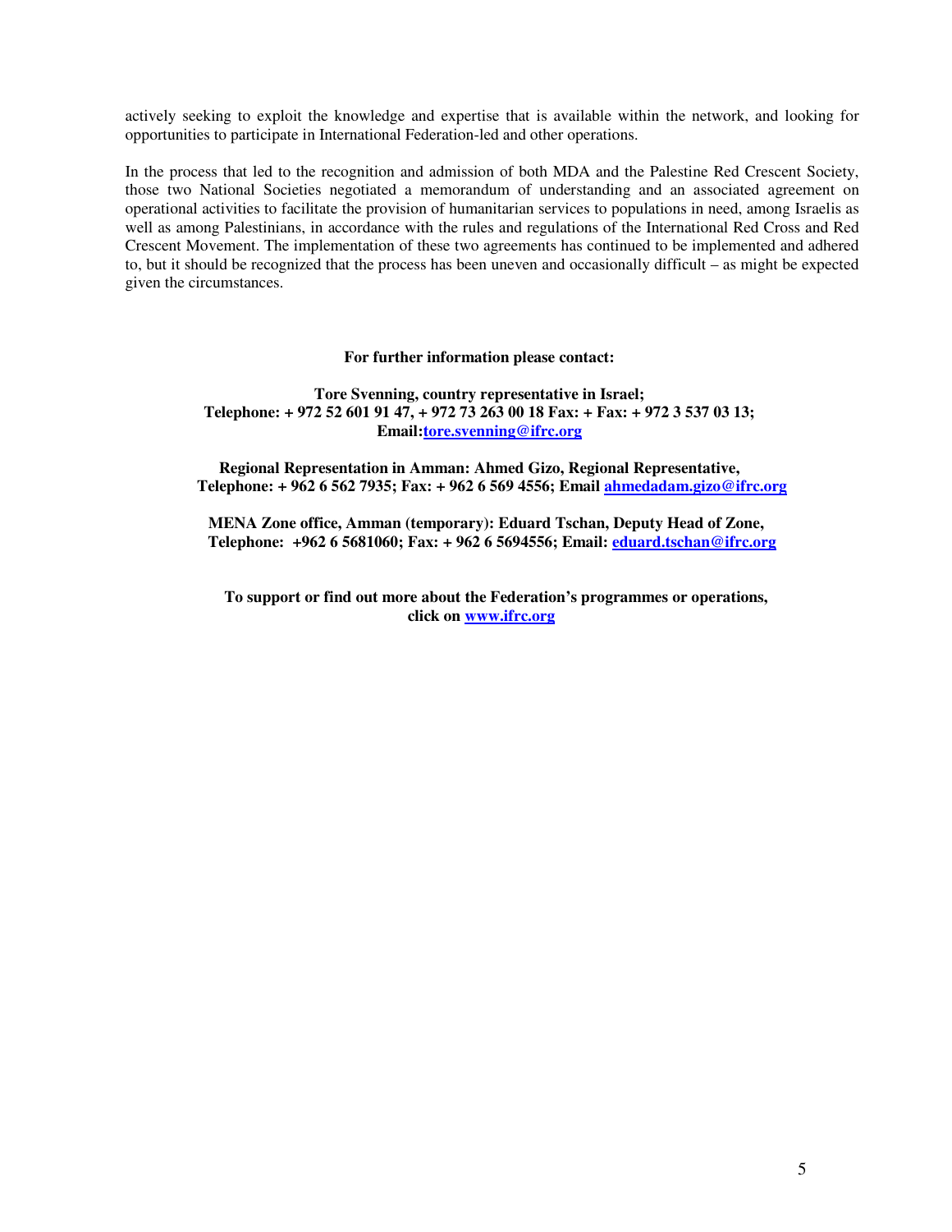actively seeking to exploit the knowledge and expertise that is available within the network, and looking for opportunities to participate in International Federation-led and other operations.

In the process that led to the recognition and admission of both MDA and the Palestine Red Crescent Society, those two National Societies negotiated a memorandum of understanding and an associated agreement on operational activities to facilitate the provision of humanitarian services to populations in need, among Israelis as well as among Palestinians, in accordance with the rules and regulations of the International Red Cross and Red Crescent Movement. The implementation of these two agreements has continued to be implemented and adhered to, but it should be recognized that the process has been uneven and occasionally difficult – as might be expected given the circumstances.

**For further information please contact:**

**Tore Svenning, country representative in Israel;**
**Telephone: + 972 52 601 91 47, + 972 73 263 00 18 Fax: + Fax: + 972 3 537 03 13;**
**Email:tore.svenning@ifrc.org**

**Regional Representation in Amman: Ahmed Gizo, Regional Representative,**
**Telephone: + 962 6 562 7935; Fax: + 962 6 569 4556; Email ahmedadam.gizo@ifrc.org**

**MENA Zone office, Amman (temporary): Eduard Tschan, Deputy Head of Zone,**
**Telephone: +962 6 5681060; Fax: + 962 6 5694556; Email: eduard.tschan@ifrc.org**

**To support or find out more about the Federation's programmes or operations, click on www.ifrc.org**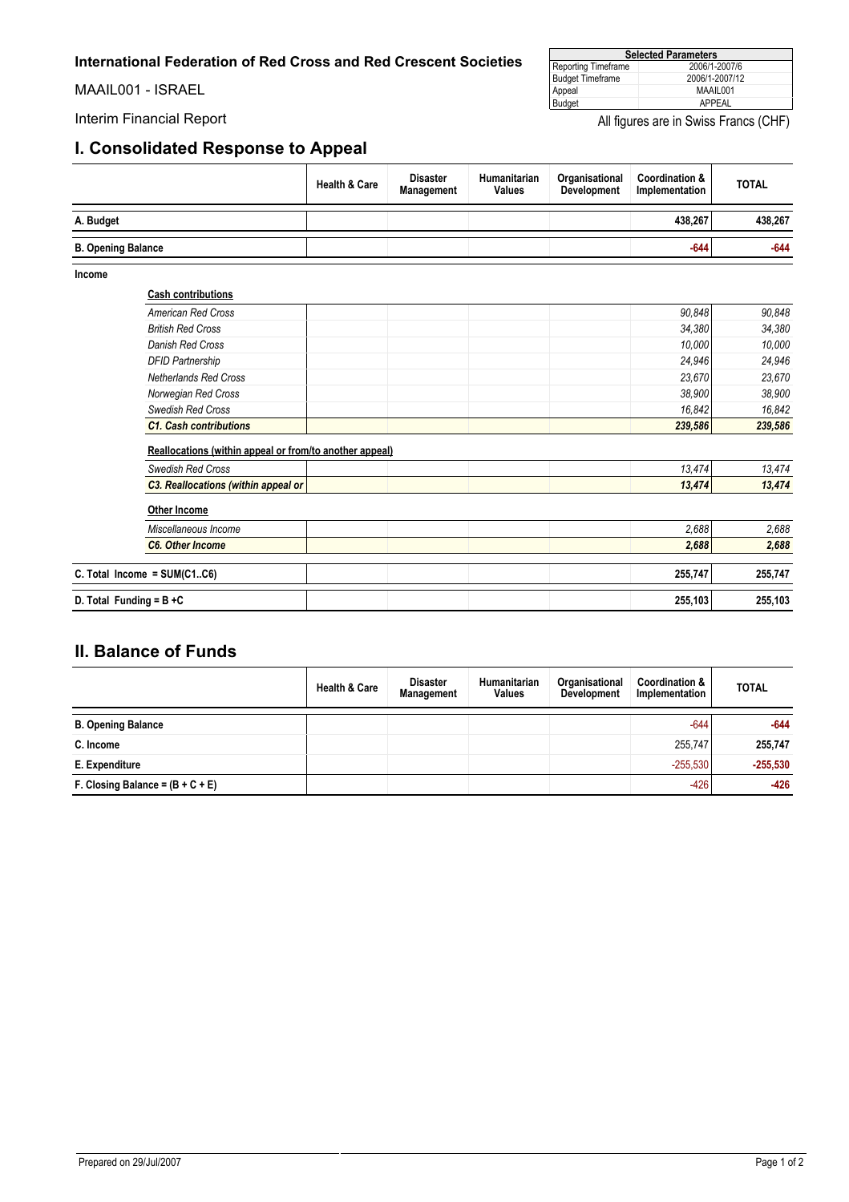**International Federation of Red Cross and Red Crescent Societies**

MAAIL001 - ISRAEL

Interim Financial Report

| Selected Parameters | |
|---|---|
| Reporting Timeframe | 2006/1-2007/6 |
| Budget Timeframe | 2006/1-2007/12 |
| Appeal | MAAIL001 |
| Budget | APPEAL |

All figures are in Swiss Francs (CHF)

## I. Consolidated Response to Appeal

| | Health & Care | Disaster Management | Humanitarian Values | Organisational Development | Coordination & Implementation | TOTAL |
|---|---|---|---|---|---|---|
| **A. Budget** | | | | | **438,267** | **438,267** |
| **B. Opening Balance** | | | | | **-644** | **-644** |
| **Income** | | | | | | |
| **Cash contributions** | | | | | | |
| *American Red Cross* | | | | | *90,848* | *90,848* |
| *British Red Cross* | | | | | *34,380* | *34,380* |
| *Danish Red Cross* | | | | | *10,000* | *10,000* |
| *DFID Partnership* | | | | | *24,946* | *24,946* |
| *Netherlands Red Cross* | | | | | *23,670* | *23,670* |
| *Norwegian Red Cross* | | | | | *38,900* | *38,900* |
| *Swedish Red Cross* | | | | | *16,842* | *16,842* |
| ***C1. Cash contributions*** | | | | | ***239,586*** | ***239,586*** |
| **Reallocations (within appeal or from/to another appeal)** | | | | | | |
| *Swedish Red Cross* | | | | | *13,474* | *13,474* |
| ***C3. Reallocations (within appeal or*** | | | | | ***13,474*** | ***13,474*** |
| **Other Income** | | | | | | |
| *Miscellaneous Income* | | | | | *2,688* | *2,688* |
| ***C6. Other Income*** | | | | | ***2,688*** | ***2,688*** |
| **C. Total Income = SUM(C1..C6)** | | | | | **255,747** | **255,747** |
| **D. Total Funding = B +C** | | | | | **255,103** | **255,103** |

## II. Balance of Funds

| | Health & Care | Disaster Management | Humanitarian Values | Organisational Development | Coordination & Implementation | TOTAL |
|---|---|---|---|---|---|---|
| **B. Opening Balance** | | | | | -644 | **-644** |
| **C. Income** | | | | | 255,747 | **255,747** |
| **E. Expenditure** | | | | | -255,530 | **-255,530** |
| **F. Closing Balance = (B + C + E)** | | | | | -426 | **-426** |

Prepared on 29/Jul/2007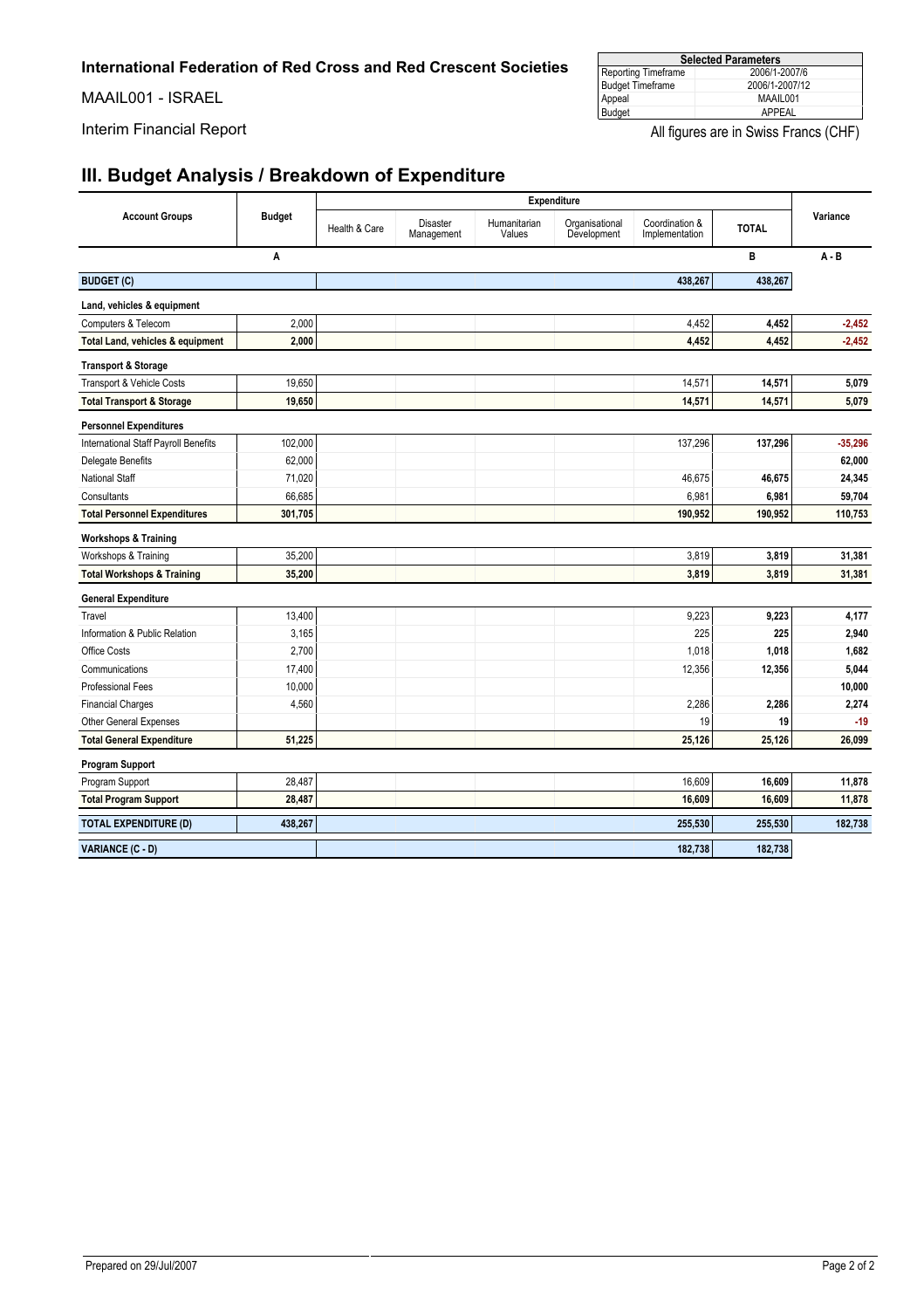**International Federation of Red Cross and Red Crescent Societies**

MAAIL001 - ISRAEL

Interim Financial Report

| Selected Parameters | |
|---|---|
| Reporting Timeframe | 2006/1-2007/6 |
| Budget Timeframe | 2006/1-2007/12 |
| Appeal | MAAIL001 |
| Budget | APPEAL |

All figures are in Swiss Francs (CHF)

## III. Budget Analysis / Breakdown of Expenditure

| Account Groups | Budget | Expenditure | | | | | | Variance |
|---|---|---|---|---|---|---|---|---|
| | | Health & Care | Disaster Management | Humanitarian Values | Organisational Development | Coordination & Implementation | TOTAL | |
| | A | | | | | | B | A - B |
| **BUDGET (C)** | | | | | | 438,267 | 438,267 | |
| **Land, vehicles & equipment** | | | | | | | | |
| Computers & Telecom | 2,000 | | | | | 4,452 | 4,452 | -2,452 |
| **Total Land, vehicles & equipment** | **2,000** | | | | | **4,452** | **4,452** | **-2,452** |
| **Transport & Storage** | | | | | | | | |
| Transport & Vehicle Costs | 19,650 | | | | | 14,571 | 14,571 | 5,079 |
| **Total Transport & Storage** | **19,650** | | | | | **14,571** | **14,571** | **5,079** |
| **Personnel Expenditures** | | | | | | | | |
| International Staff Payroll Benefits | 102,000 | | | | | 137,296 | 137,296 | -35,296 |
| Delegate Benefits | 62,000 | | | | | | | 62,000 |
| National Staff | 71,020 | | | | | 46,675 | 46,675 | 24,345 |
| Consultants | 66,685 | | | | | 6,981 | 6,981 | 59,704 |
| **Total Personnel Expenditures** | **301,705** | | | | | **190,952** | **190,952** | **110,753** |
| **Workshops & Training** | | | | | | | | |
| Workshops & Training | 35,200 | | | | | 3,819 | 3,819 | 31,381 |
| **Total Workshops & Training** | **35,200** | | | | | **3,819** | **3,819** | **31,381** |
| **General Expenditure** | | | | | | | | |
| Travel | 13,400 | | | | | 9,223 | 9,223 | 4,177 |
| Information & Public Relation | 3,165 | | | | | 225 | 225 | 2,940 |
| Office Costs | 2,700 | | | | | 1,018 | 1,018 | 1,682 |
| Communications | 17,400 | | | | | 12,356 | 12,356 | 5,044 |
| Professional Fees | 10,000 | | | | | | | 10,000 |
| Financial Charges | 4,560 | | | | | 2,286 | 2,286 | 2,274 |
| Other General Expenses | | | | | | 19 | 19 | -19 |
| **Total General Expenditure** | **51,225** | | | | | **25,126** | **25,126** | **26,099** |
| **Program Support** | | | | | | | | |
| Program Support | 28,487 | | | | | 16,609 | 16,609 | 11,878 |
| **Total Program Support** | **28,487** | | | | | **16,609** | **16,609** | **11,878** |
| **TOTAL EXPENDITURE (D)** | **438,267** | | | | | **255,530** | **255,530** | **182,738** |
| **VARIANCE (C - D)** | | | | | | **182,738** | **182,738** | |

Prepared on 29/Jul/2007